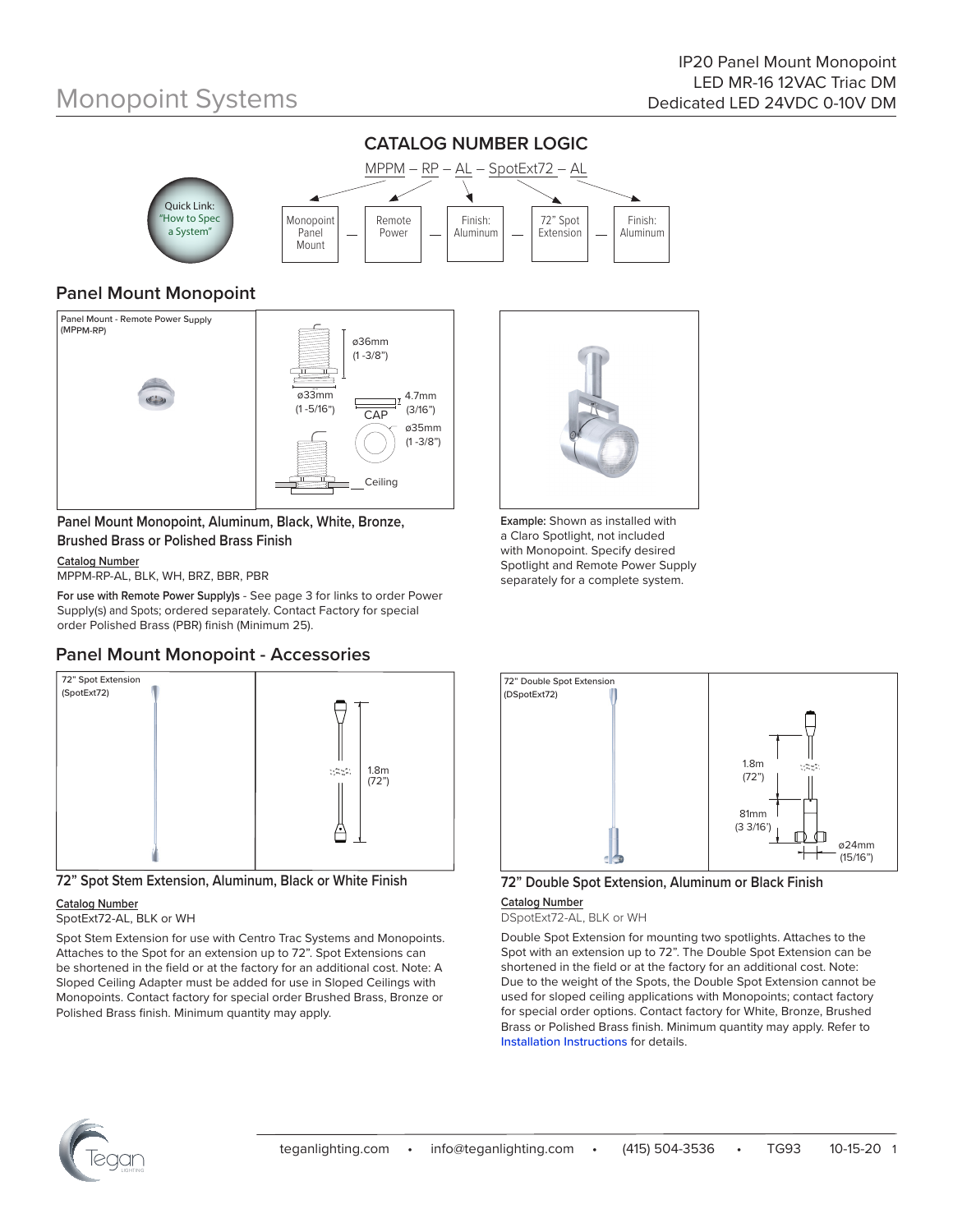# Monopoint Systems

IP20 Panel Mount Monopoint
LED MR-16 12VAC Triac DM
Dedicated LED 24VDC 0-10V DM

## CATALOG NUMBER LOGIC

MPPM – RP – AL – SpotExt72 – AL

| Monopoint Panel Mount | — | Remote Power | — | Finish: Aluminum | — | 72" Spot Extension | — | Finish: Aluminum |
|---|---|---|---|---|---|---|---|---|

Quick Link: "How to Spec a System"

## Panel Mount Monopoint

Panel Mount - Remote Power Supply (MPPM-RP)

ø36mm (1 -3/8")
ø33mm (1 -5/16")
4.7mm (3/16")
CAP
ø35mm (1 -3/8")
Ceiling

### Panel Mount Monopoint, Aluminum, Black, White, Bronze, Brushed Brass or Polished Brass Finish

Catalog Number
MPPM-RP-AL, BLK, WH, BRZ, BBR, PBR

**For use with Remote Power Supply)s** - See page 3 for links to order Power Supply(s) and Spots; ordered separately. Contact Factory for special order Polished Brass (PBR) finish (Minimum 25).

**Example:** Shown as installed with a Claro Spotlight, not included with Monopoint. Specify desired Spotlight and Remote Power Supply separately for a complete system.

## Panel Mount Monopoint - Accessories

72" Spot Extension (SpotExt72)

1.8m (72")

### 72" Spot Stem Extension, Aluminum, Black or White Finish

Catalog Number
SpotExt72-AL, BLK or WH

Spot Stem Extension for use with Centro Trac Systems and Monopoints. Attaches to the Spot for an extension up to 72". Spot Extensions can be shortened in the field or at the factory for an additional cost. Note: A Sloped Ceiling Adapter must be added for use in Sloped Ceilings with Monopoints. Contact factory for special order Brushed Brass, Bronze or Polished Brass finish. Minimum quantity may apply.

72" Double Spot Extension (DSpotExt72)

1.8m (72")
81mm (3 3/16')
ø24mm (15/16")

### 72" Double Spot Extension, Aluminum or Black Finish

Catalog Number
DSpotExt72-AL, BLK or WH

Double Spot Extension for mounting two spotlights. Attaches to the Spot with an extension up to 72". The Double Spot Extension can be shortened in the field or at the factory for an additional cost. Note: Due to the weight of the Spots, the Double Spot Extension cannot be used for sloped ceiling applications with Monopoints; contact factory for special order options. Contact factory for White, Bronze, Brushed Brass or Polished Brass finish. Minimum quantity may apply. Refer to Installation Instructions for details.

teganlighting.com • info@teganlighting.com • (415) 504-3536 • TG93 10-15-20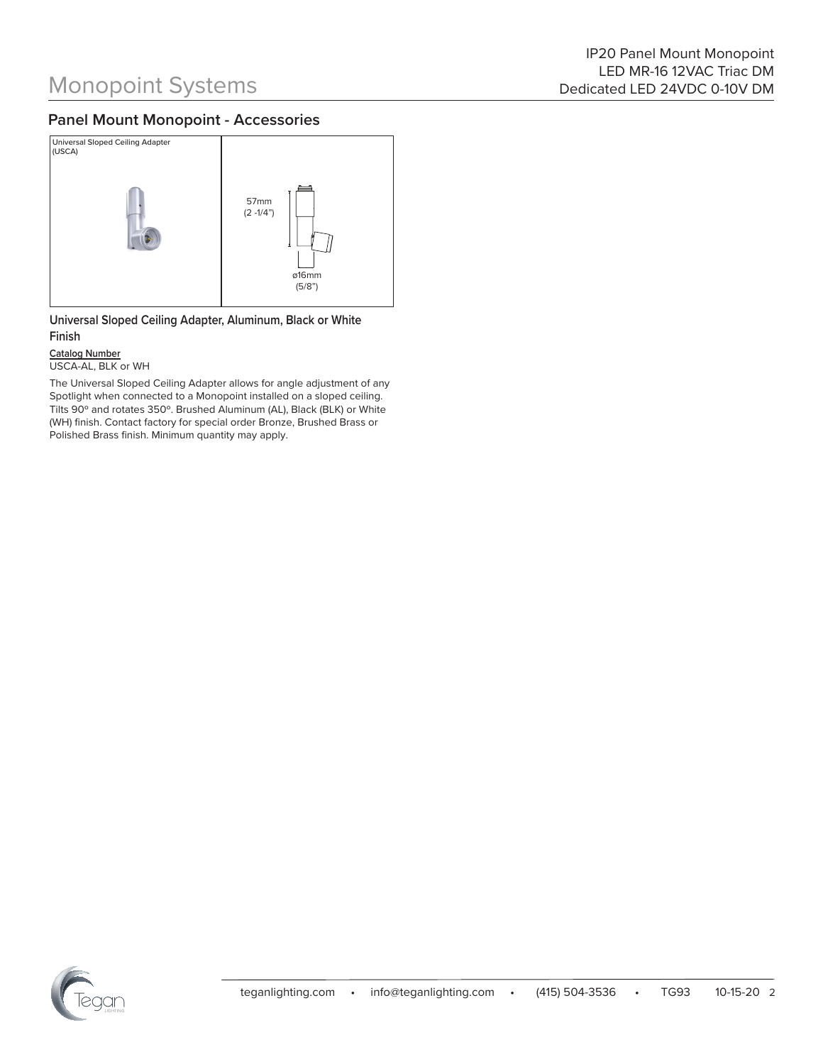# Monopoint Systems

IP20 Panel Mount Monopoint
LED MR-16 12VAC Triac DM
Dedicated LED 24VDC 0-10V DM

## Panel Mount Monopoint - Accessories

Universal Sloped Ceiling Adapter (USCA)

57mm (2 -1/4")

ø16mm (5/8")

### Universal Sloped Ceiling Adapter, Aluminum, Black or White Finish

**Catalog Number**
USCA-AL, BLK or WH

The Universal Sloped Ceiling Adapter allows for angle adjustment of any Spotlight when connected to a Monopoint installed on a sloped ceiling. Tilts 90º and rotates 350º. Brushed Aluminum (AL), Black (BLK) or White (WH) finish. Contact factory for special order Bronze, Brushed Brass or Polished Brass finish. Minimum quantity may apply.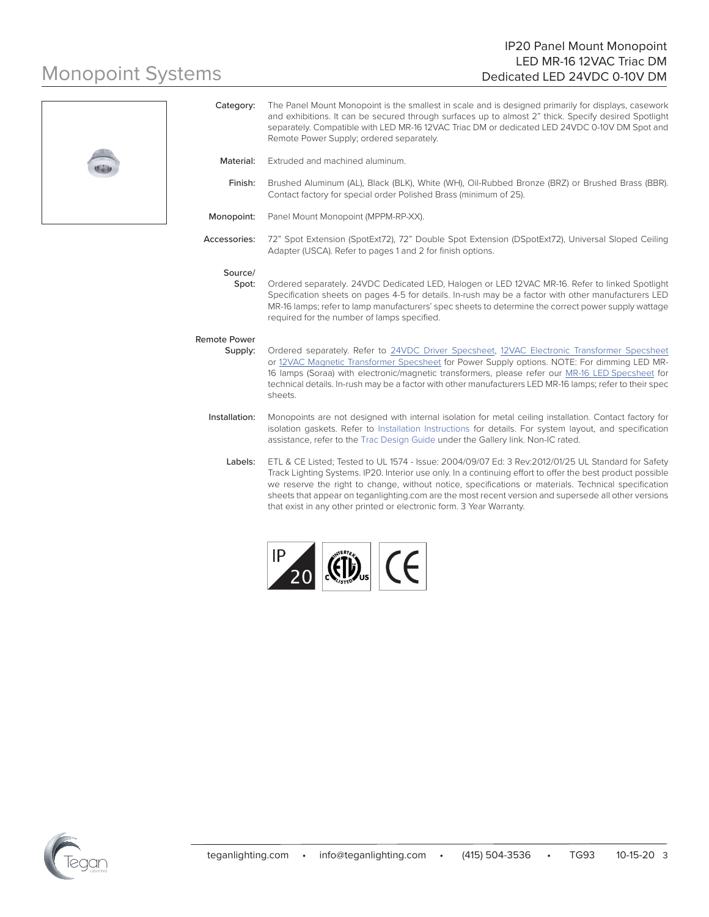# Monopoint Systems

## IP20 Panel Mount Monopoint
## LED MR-16 12VAC Triac DM
## Dedicated LED 24VDC 0-10V DM

**Category:** The Panel Mount Monopoint is the smallest in scale and is designed primarily for displays, casework and exhibitions. It can be secured through surfaces up to almost 2" thick. Specify desired Spotlight separately. Compatible with LED MR-16 12VAC Triac DM or dedicated LED 24VDC 0-10V DM Spot and Remote Power Supply; ordered separately.

**Material:** Extruded and machined aluminum.

**Finish:** Brushed Aluminum (AL), Black (BLK), White (WH), Oil-Rubbed Bronze (BRZ) or Brushed Brass (BBR). Contact factory for special order Polished Brass (minimum of 25).

**Monopoint:** Panel Mount Monopoint (MPPM-RP-XX).

**Accessories:** 72" Spot Extension (SpotExt72), 72" Double Spot Extension (DSpotExt72), Universal Sloped Ceiling Adapter (USCA). Refer to pages 1 and 2 for finish options.

**Source/ Spot:** Ordered separately. 24VDC Dedicated LED, Halogen or LED 12VAC MR-16. Refer to linked Spotlight Specification sheets on pages 4-5 for details. In-rush may be a factor with other manufacturers LED MR-16 lamps; refer to lamp manufacturers' spec sheets to determine the correct power supply wattage required for the number of lamps specified.

**Remote Power Supply:** Ordered separately. Refer to 24VDC Driver Specsheet, 12VAC Electronic Transformer Specsheet or 12VAC Magnetic Transformer Specsheet for Power Supply options. NOTE: For dimming LED MR-16 lamps (Soraa) with electronic/magnetic transformers, please refer our MR-16 LED Specsheet for technical details. In-rush may be a factor with other manufacturers LED MR-16 lamps; refer to their spec sheets.

**Installation:** Monopoints are not designed with internal isolation for metal ceiling installation. Contact factory for isolation gaskets. Refer to Installation Instructions for details. For system layout, and specification assistance, refer to the Trac Design Guide under the Gallery link. Non-IC rated.

**Labels:** ETL & CE Listed; Tested to UL 1574 - Issue: 2004/09/07 Ed: 3 Rev:2012/01/25 UL Standard for Safety Track Lighting Systems. IP20. Interior use only. In a continuing effort to offer the best product possible we reserve the right to change, without notice, specifications or materials. Technical specification sheets that appear on teganlighting.com are the most recent version and supersede all other versions that exist in any other printed or electronic form. 3 Year Warranty.

teganlighting.com • info@teganlighting.com • (415) 504-3536 • TG93 10-15-20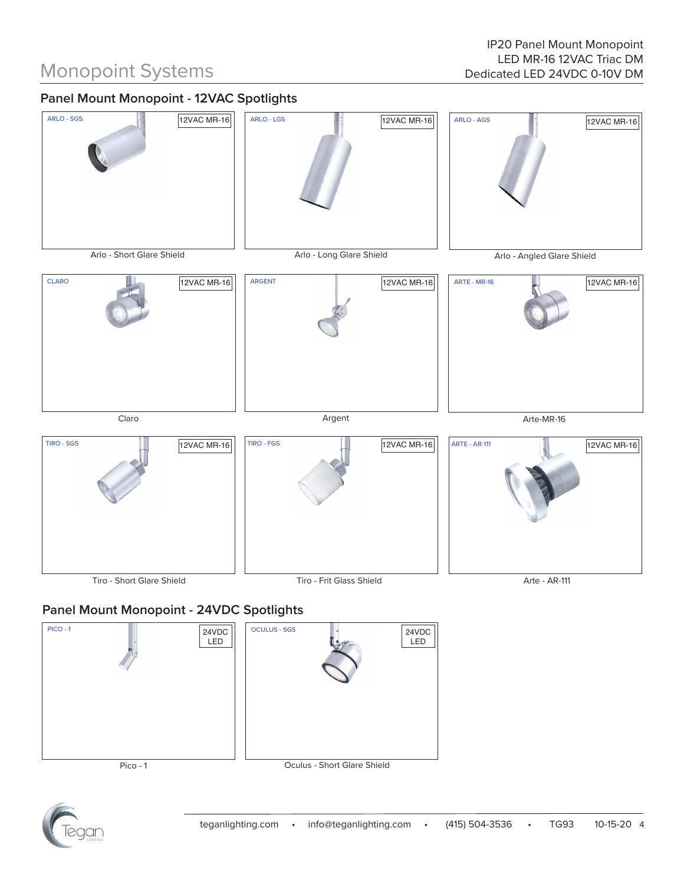# Monopoint Systems

IP20 Panel Mount Monopoint
LED MR-16 12VAC Triac DM
Dedicated LED 24VDC 0-10V DM

## Panel Mount Monopoint - 12VAC Spotlights

ARLO - SGS
12VAC MR-16

Arlo - Short Glare Shield

ARLO - LGS
12VAC MR-16

Arlo - Long Glare Shield

ARLO - AGS
12VAC MR-16

Arlo - Angled Glare Shield

CLARO
12VAC MR-16

Claro

ARGENT
12VAC MR-16

Argent

ARTE - MR-16
12VAC MR-16

Arte-MR-16

TIRO - SGS
12VAC MR-16

Tiro - Short Glare Shield

TIRO - FGS
12VAC MR-16

Tiro - Frit Glass Shield

ARTE - AR-111
12VAC MR-16

Arte - AR-111

## Panel Mount Monopoint - 24VDC Spotlights

PICO - 1
24VDC LED

Pico - 1

OCULUS - SGS
24VDC LED

Oculus - Short Glare Shield

teganlighting.com • info@teganlighting.com • (415) 504-3536 • TG93 10-15-20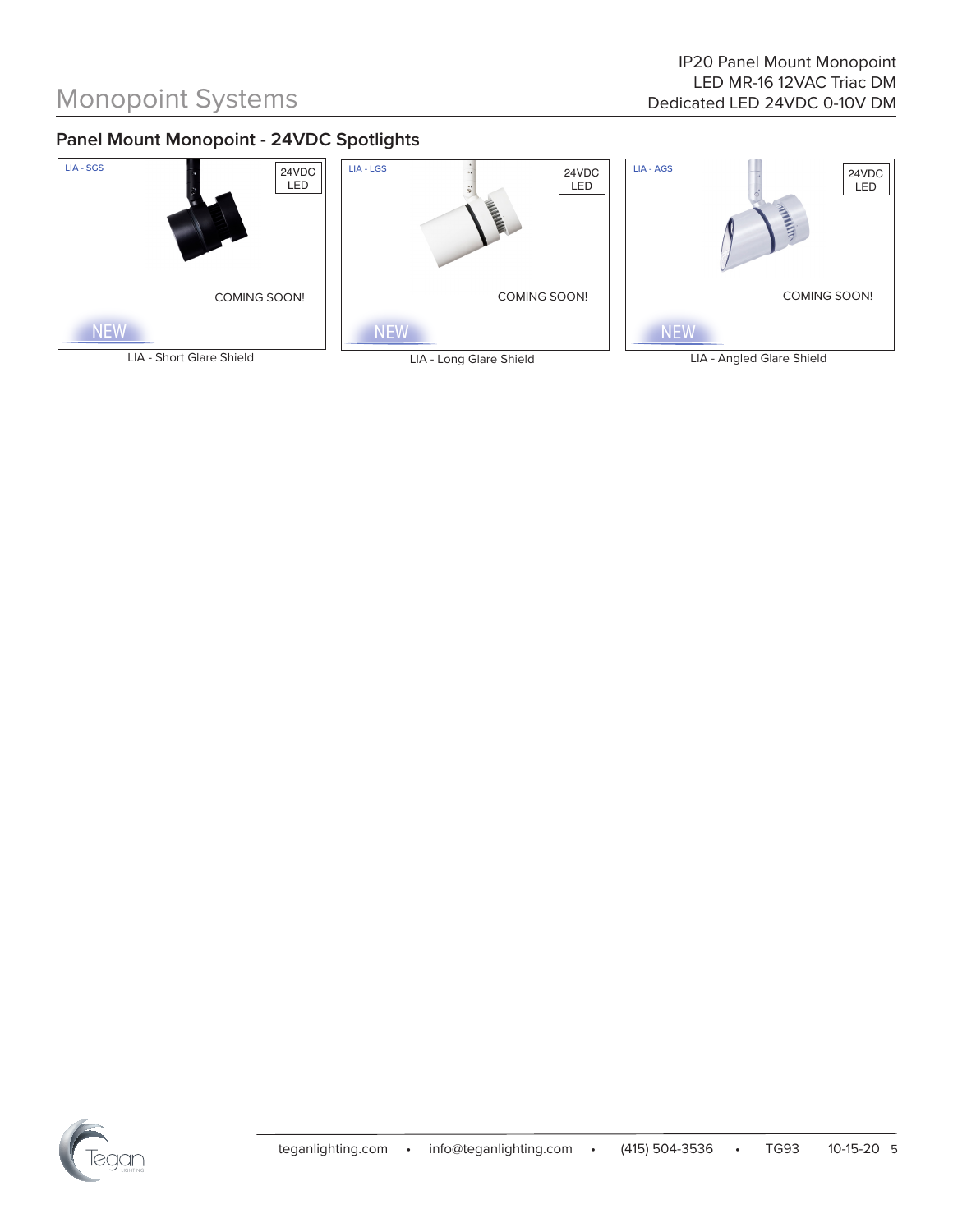# Monopoint Systems

IP20 Panel Mount Monopoint
LED MR-16 12VAC Triac DM
Dedicated LED 24VDC 0-10V DM

## Panel Mount Monopoint - 24VDC Spotlights

LIA - SGS

24VDC LED

COMING SOON!

NEW

LIA - Short Glare Shield

LIA - LGS

24VDC LED

COMING SOON!

NEW

LIA - Long Glare Shield

LIA - AGS

24VDC LED

COMING SOON!

NEW

LIA - Angled Glare Shield

teganlighting.com • info@teganlighting.com • (415) 504-3536 • TG93 10-15-20